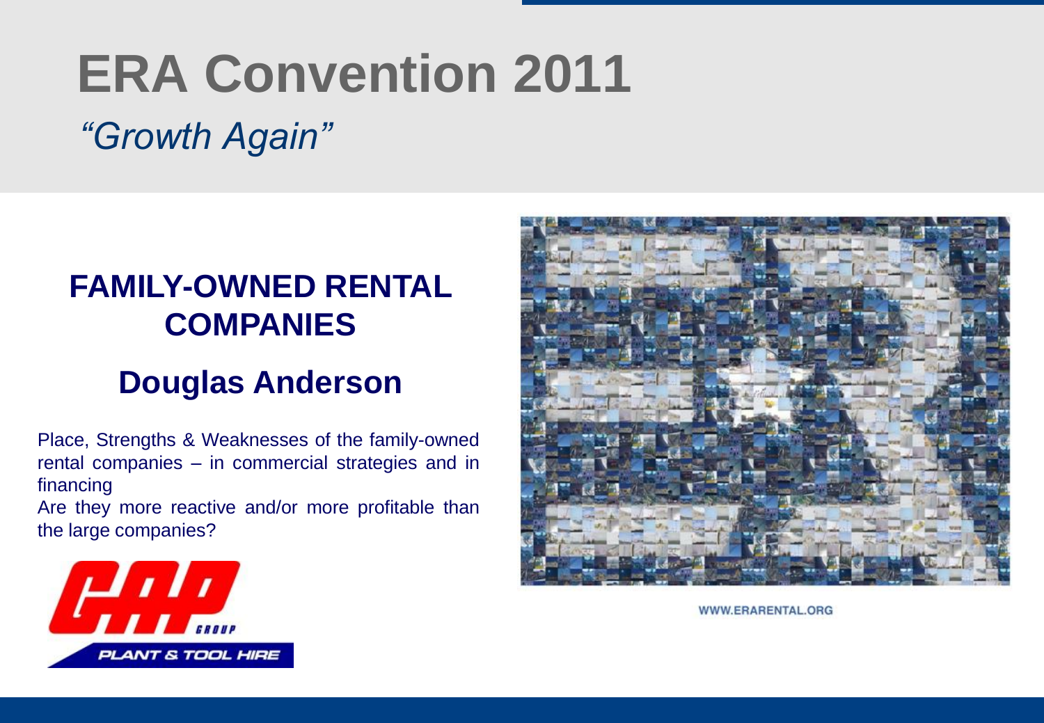# ERA Convention 2011

*"Growth Again"*

## FAMILY-OWNED RENTAL COMPANIES

## Douglas Anderson

Place, Strengths & Weaknesses of the family-owned rental companies – in commercial strategies and in financing

Are they more reactive and/or more profitable than the large companies?

GAP GROUP PLANT & TOOL HIRE

WWW.ERARENTAL.ORG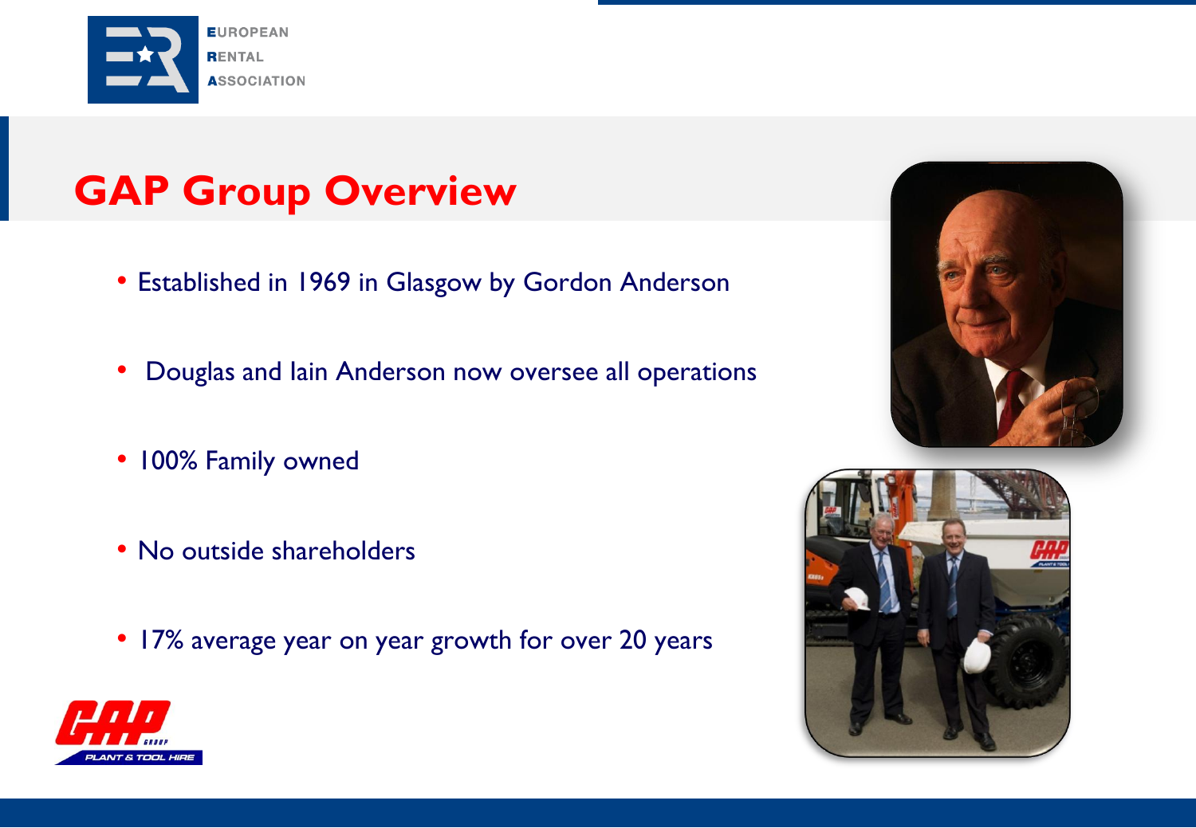# GAP Group Overview

- Established in 1969 in Glasgow by Gordon Anderson
- Douglas and Iain Anderson now oversee all operations
- 100% Family owned
- No outside shareholders
- 17% average year on year growth for over 20 years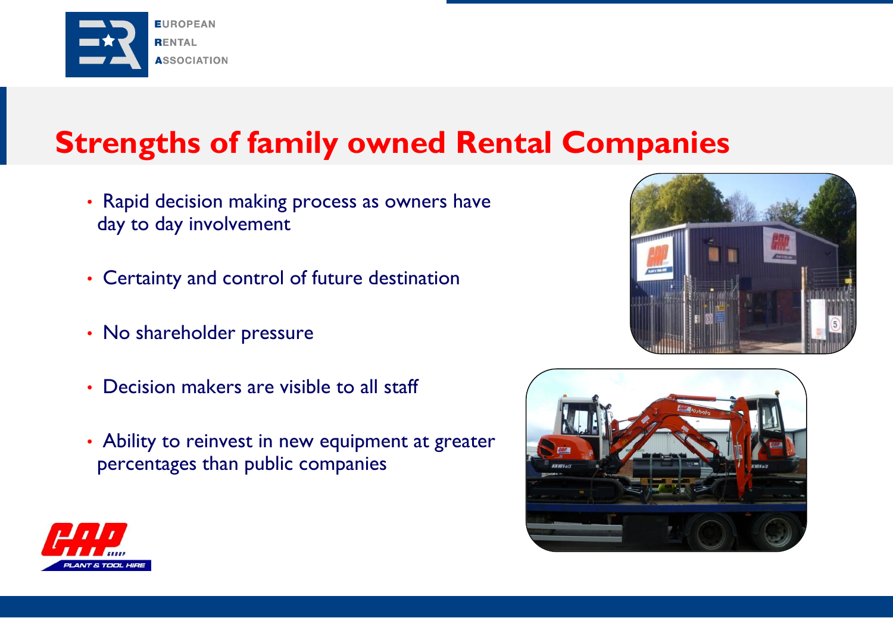# Strengths of family owned Rental Companies

- Rapid decision making process as owners have day to day involvement
- Certainty and control of future destination
- No shareholder pressure
- Decision makers are visible to all staff
- Ability to reinvest in new equipment at greater percentages than public companies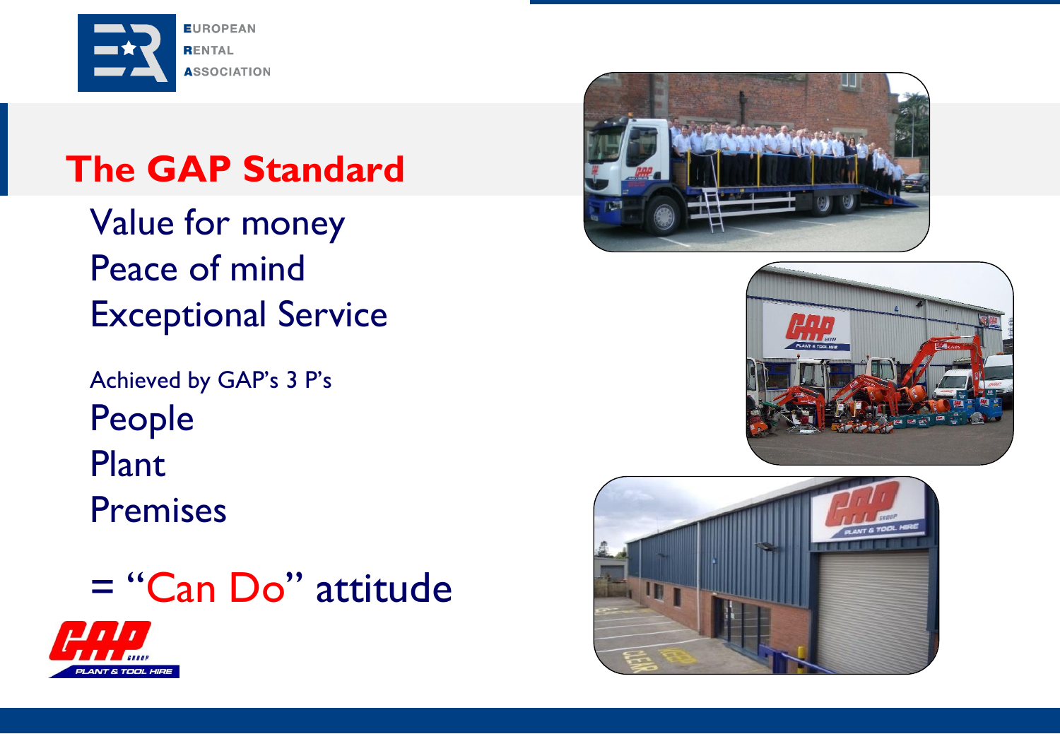# The GAP Standard

Value for money
Peace of mind
Exceptional Service

Achieved by GAP's 3 P's
People
Plant
Premises

= "Can Do" attitude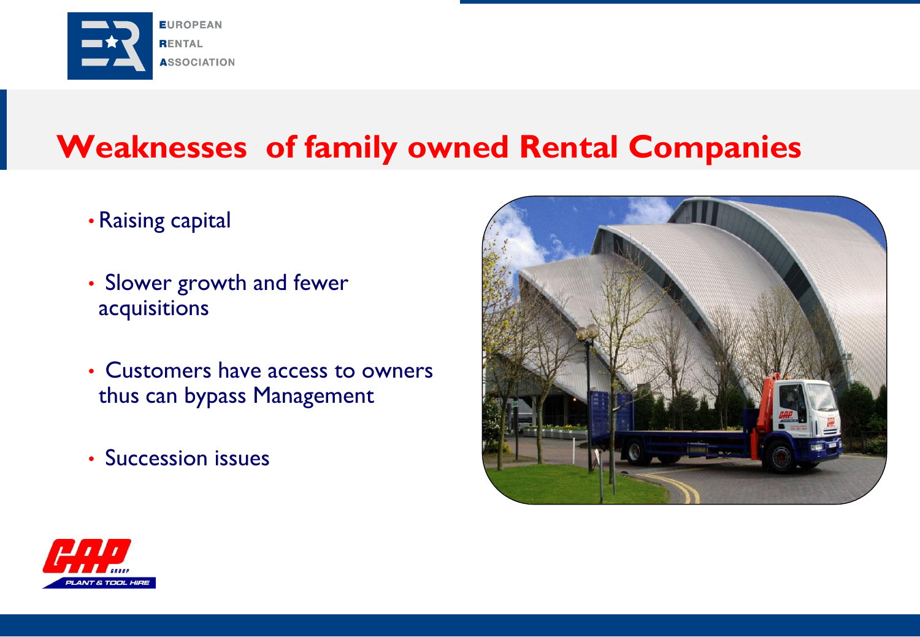# Weaknesses of family owned Rental Companies

- Raising capital
- Slower growth and fewer acquisitions
- Customers have access to owners thus can bypass Management
- Succession issues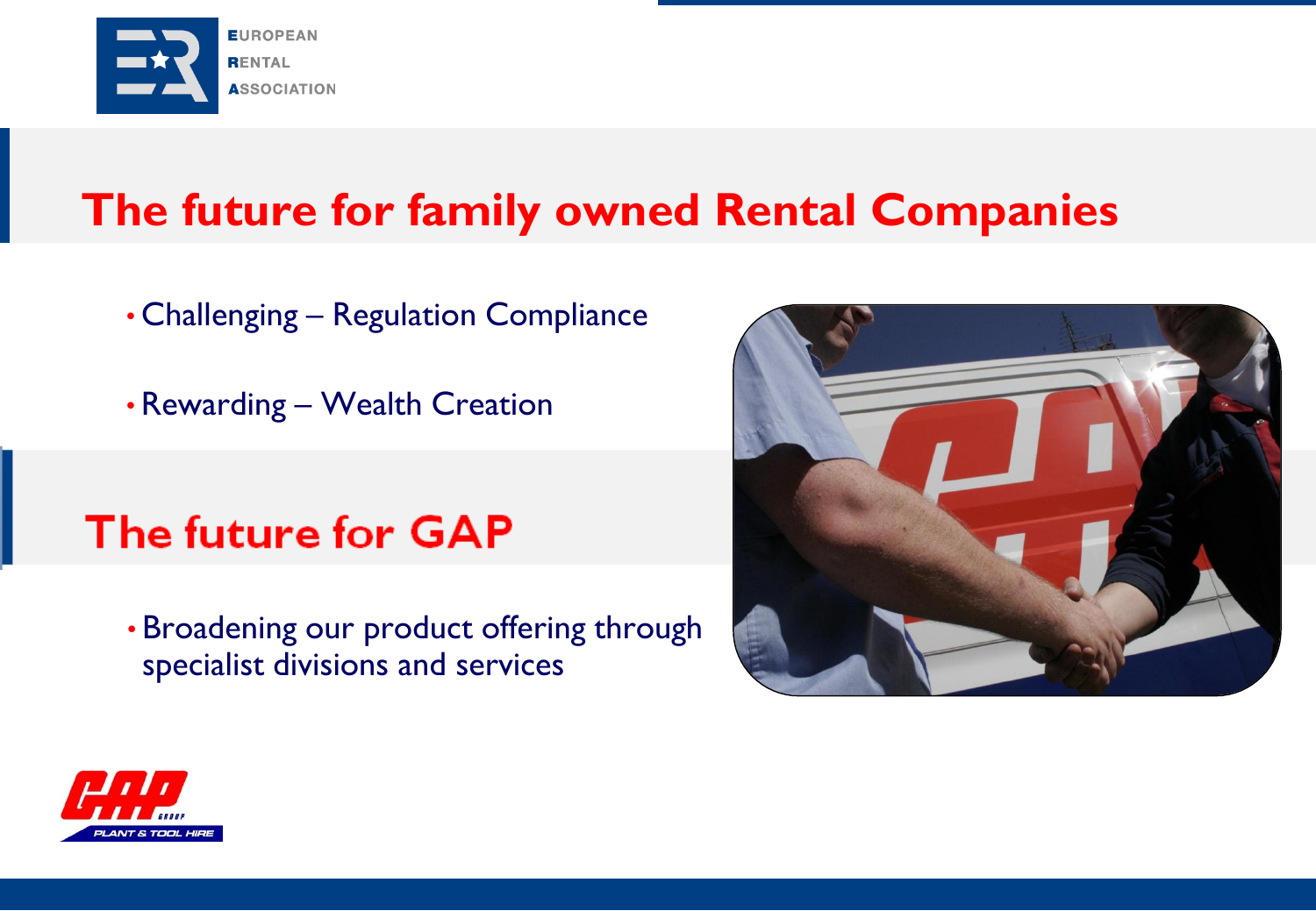# The future for family owned Rental Companies

- Challenging – Regulation Compliance
- Rewarding – Wealth Creation

# The future for GAP

- Broadening our product offering through specialist divisions and services